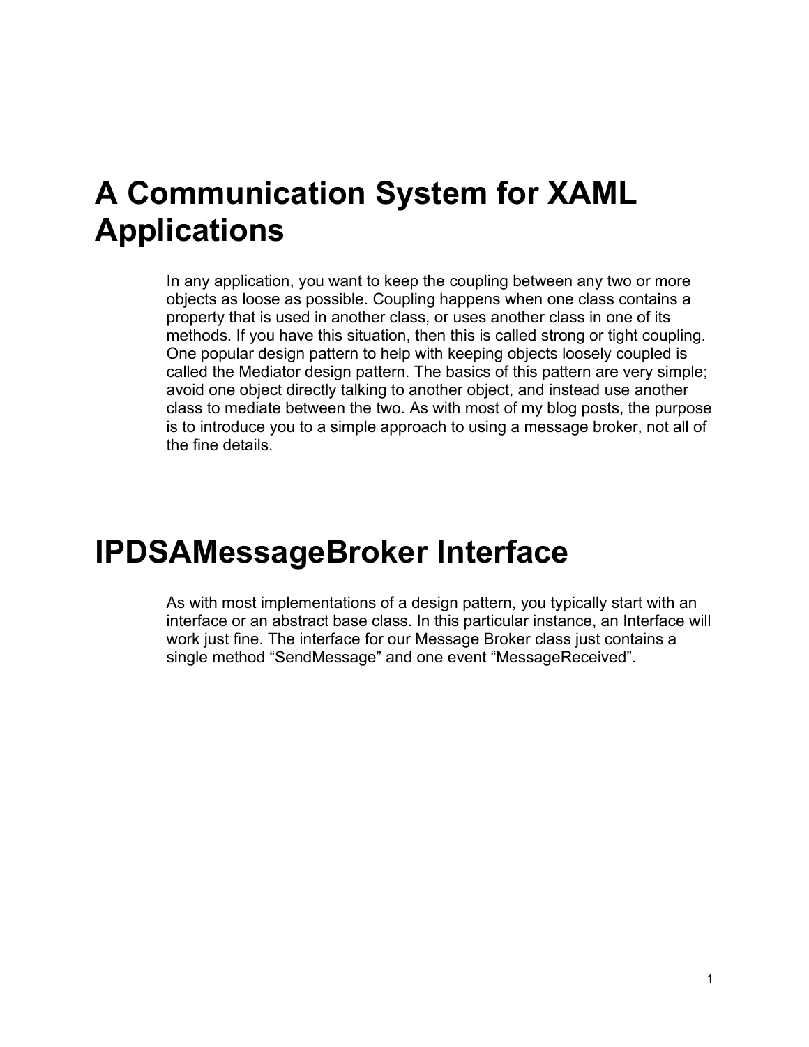# A Communication System for XAML Applications

In any application, you want to keep the coupling between any two or more objects as loose as possible. Coupling happens when one class contains a property that is used in another class, or uses another class in one of its methods. If you have this situation, then this is called strong or tight coupling. One popular design pattern to help with keeping objects loosely coupled is called the Mediator design pattern. The basics of this pattern are very simple; avoid one object directly talking to another object, and instead use another class to mediate between the two. As with most of my blog posts, the purpose is to introduce you to a simple approach to using a message broker, not all of the fine details.

# IPDSAMessageBroker Interface

As with most implementations of a design pattern, you typically start with an interface or an abstract base class. In this particular instance, an Interface will work just fine. The interface for our Message Broker class just contains a single method "SendMessage" and one event "MessageReceived".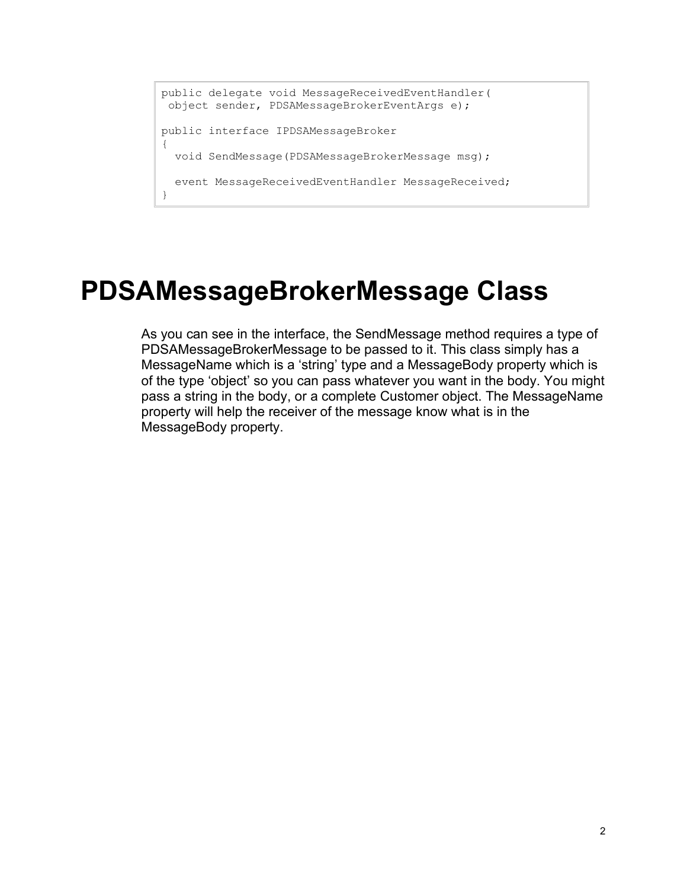```
public delegate void MessageReceivedEventHandler(
 object sender, PDSAMessageBrokerEventArgs e);

public interface IPDSAMessageBroker
{
  void SendMessage(PDSAMessageBrokerMessage msg);

  event MessageReceivedEventHandler MessageReceived;
}
```

# PDSAMessageBrokerMessage Class

As you can see in the interface, the SendMessage method requires a type of PDSAMessageBrokerMessage to be passed to it. This class simply has a MessageName which is a 'string' type and a MessageBody property which is of the type 'object' so you can pass whatever you want in the body. You might pass a string in the body, or a complete Customer object. The MessageName property will help the receiver of the message know what is in the MessageBody property.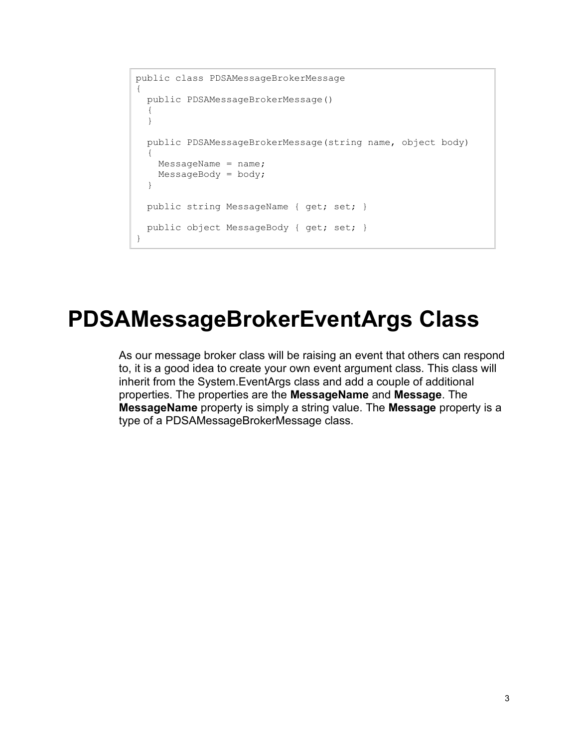```
public class PDSAMessageBrokerMessage
{
  public PDSAMessageBrokerMessage()
  {
  }

  public PDSAMessageBrokerMessage(string name, object body)
  {
    MessageName = name;
    MessageBody = body;
  }

  public string MessageName { get; set; }

  public object MessageBody { get; set; }
}
```

# PDSAMessageBrokerEventArgs Class

As our message broker class will be raising an event that others can respond to, it is a good idea to create your own event argument class. This class will inherit from the System.EventArgs class and add a couple of additional properties. The properties are the **MessageName** and **Message**. The **MessageName** property is simply a string value. The **Message** property is a type of a PDSAMessageBrokerMessage class.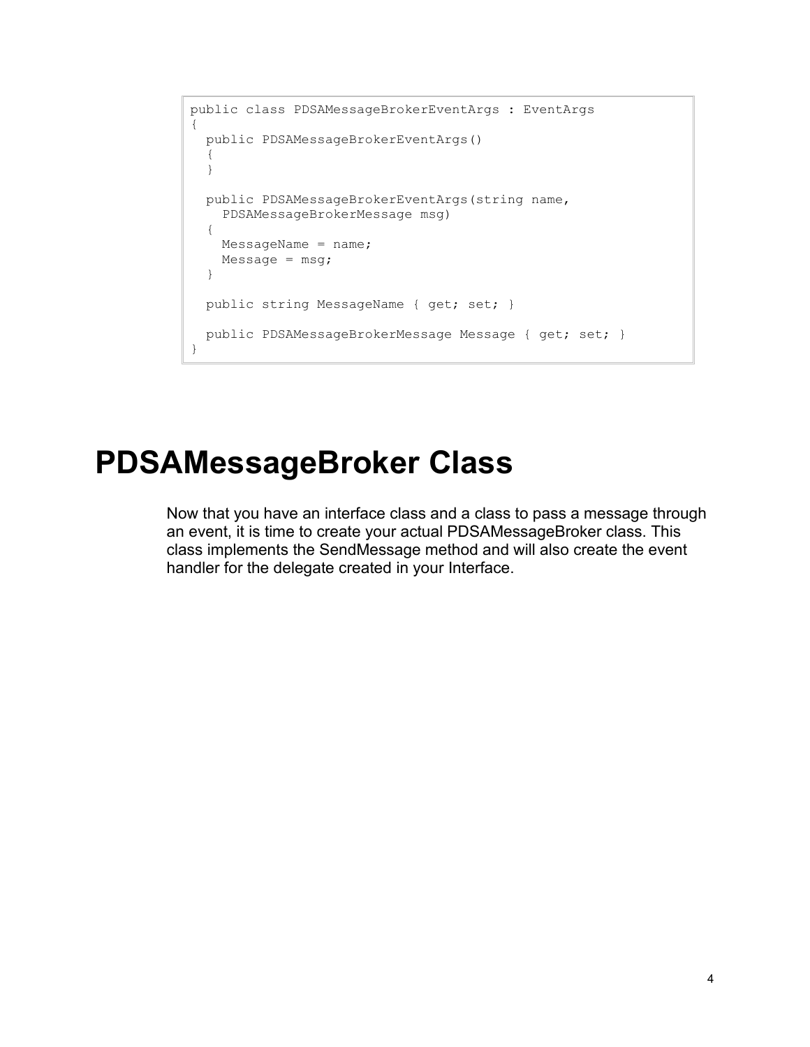```
public class PDSAMessageBrokerEventArgs : EventArgs
{
  public PDSAMessageBrokerEventArgs()
  {
  }

  public PDSAMessageBrokerEventArgs(string name,
    PDSAMessageBrokerMessage msg)
  {
    MessageName = name;
    Message = msg;
  }

  public string MessageName { get; set; }

  public PDSAMessageBrokerMessage Message { get; set; }
}
```

# PDSAMessageBroker Class

Now that you have an interface class and a class to pass a message through an event, it is time to create your actual PDSAMessageBroker class. This class implements the SendMessage method and will also create the event handler for the delegate created in your Interface.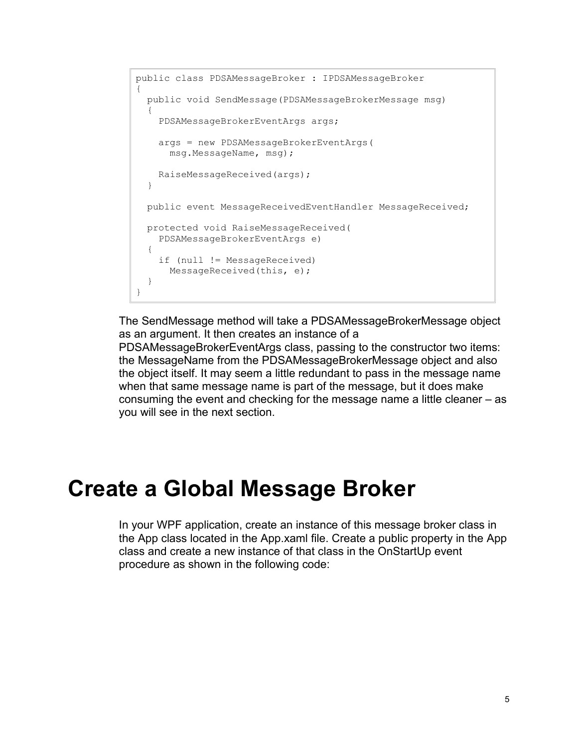```
public class PDSAMessageBroker : IPDSAMessageBroker
{
  public void SendMessage(PDSAMessageBrokerMessage msg)
  {
    PDSAMessageBrokerEventArgs args;

    args = new PDSAMessageBrokerEventArgs(
      msg.MessageName, msg);

    RaiseMessageReceived(args);
  }

  public event MessageReceivedEventHandler MessageReceived;

  protected void RaiseMessageReceived(
    PDSAMessageBrokerEventArgs e)
  {
    if (null != MessageReceived)
      MessageReceived(this, e);
  }
}
```

The SendMessage method will take a PDSAMessageBrokerMessage object as an argument. It then creates an instance of a PDSAMessageBrokerEventArgs class, passing to the constructor two items: the MessageName from the PDSAMessageBrokerMessage object and also the object itself. It may seem a little redundant to pass in the message name when that same message name is part of the message, but it does make consuming the event and checking for the message name a little cleaner – as you will see in the next section.

# Create a Global Message Broker

In your WPF application, create an instance of this message broker class in the App class located in the App.xaml file. Create a public property in the App class and create a new instance of that class in the OnStartUp event procedure as shown in the following code: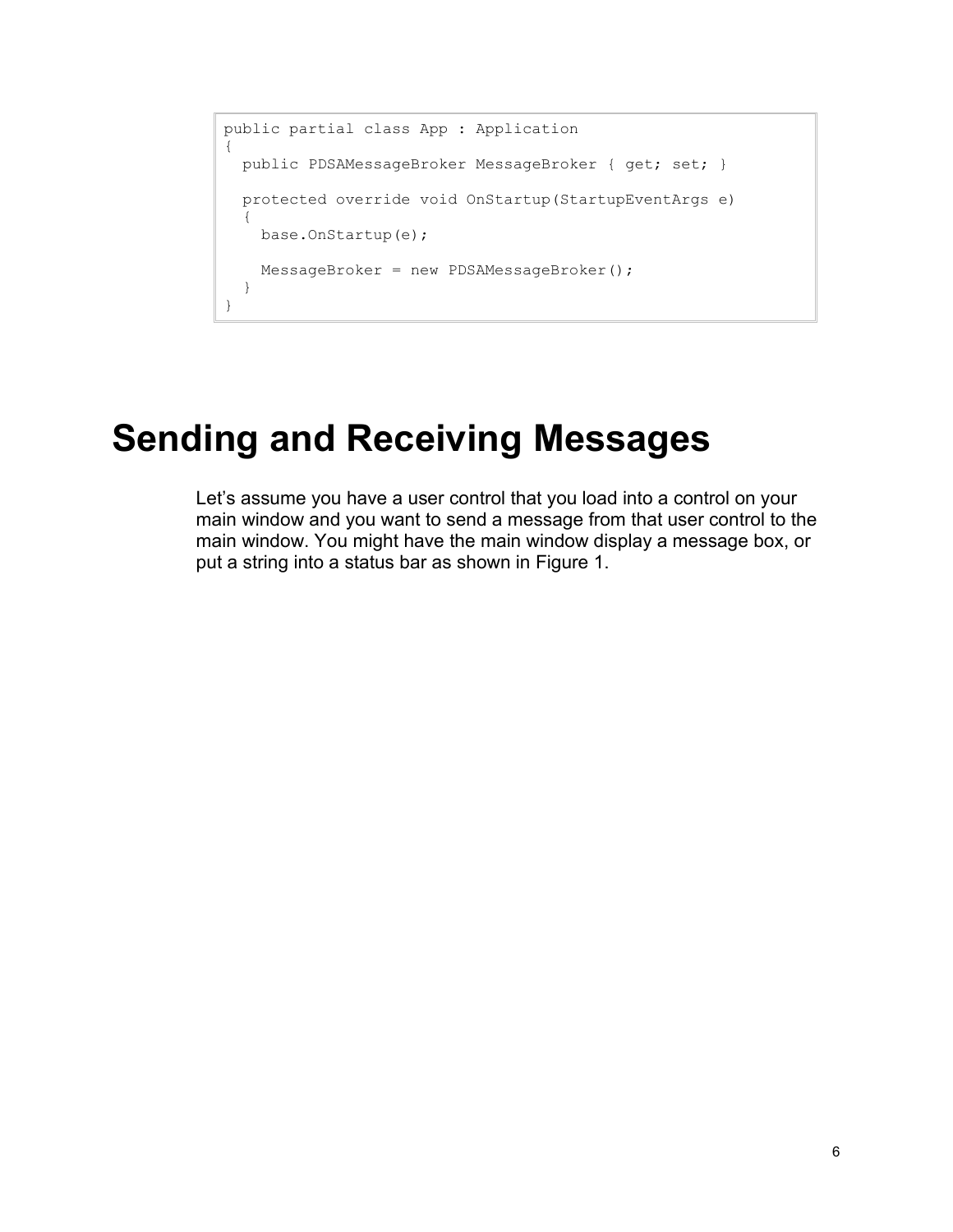```
public partial class App : Application
{
  public PDSAMessageBroker MessageBroker { get; set; }

  protected override void OnStartup(StartupEventArgs e)
  {
    base.OnStartup(e);

    MessageBroker = new PDSAMessageBroker();
  }
}
```

# Sending and Receiving Messages

Let's assume you have a user control that you load into a control on your main window and you want to send a message from that user control to the main window. You might have the main window display a message box, or put a string into a status bar as shown in Figure 1.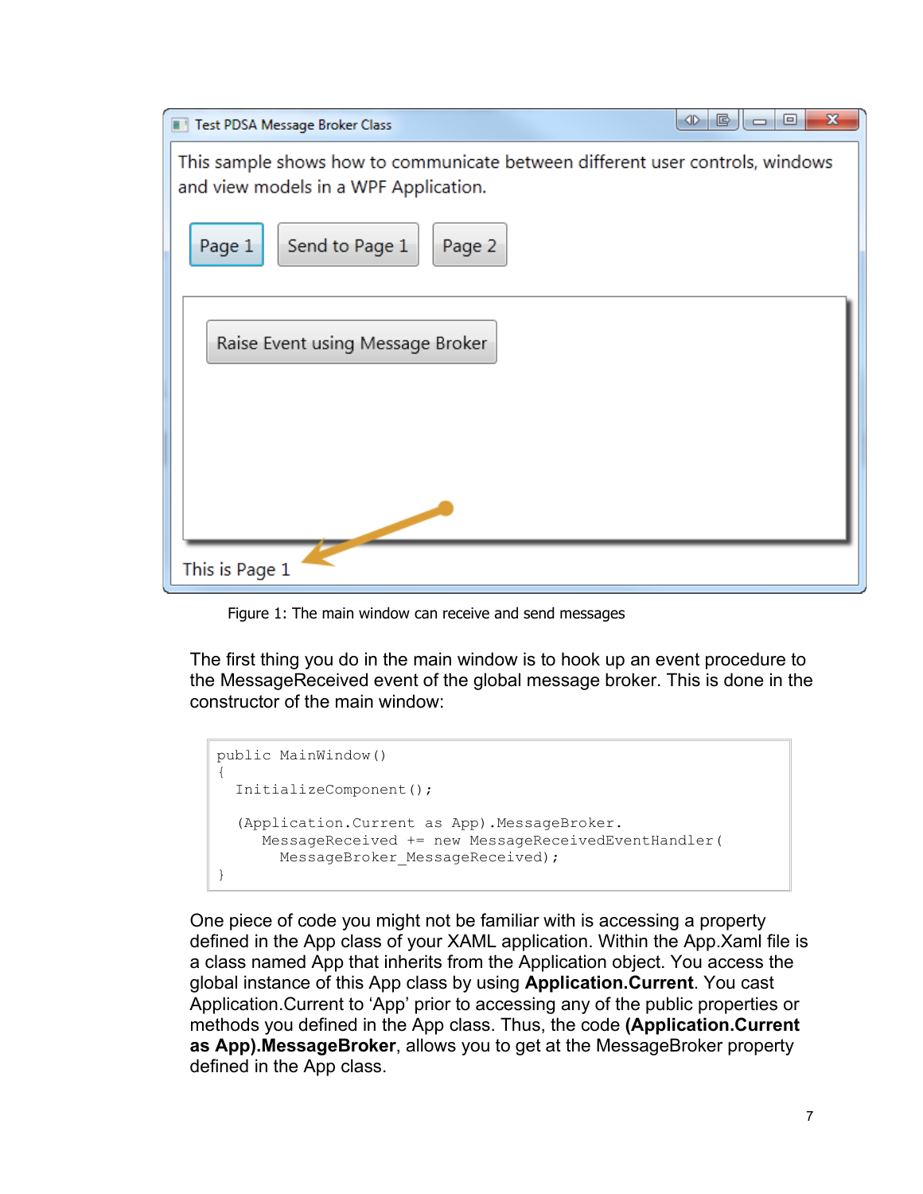Figure 1: The main window can receive and send messages

The first thing you do in the main window is to hook up an event procedure to the MessageReceived event of the global message broker. This is done in the constructor of the main window:

```
public MainWindow()
{
  InitializeComponent();

  (Application.Current as App).MessageBroker.
     MessageReceived += new MessageReceivedEventHandler(
       MessageBroker_MessageReceived);
}
```

One piece of code you might not be familiar with is accessing a property defined in the App class of your XAML application. Within the App.Xaml file is a class named App that inherits from the Application object. You access the global instance of this App class by using **Application.Current**. You cast Application.Current to 'App' prior to accessing any of the public properties or methods you defined in the App class. Thus, the code **(Application.Current as App).MessageBroker**, allows you to get at the MessageBroker property defined in the App class.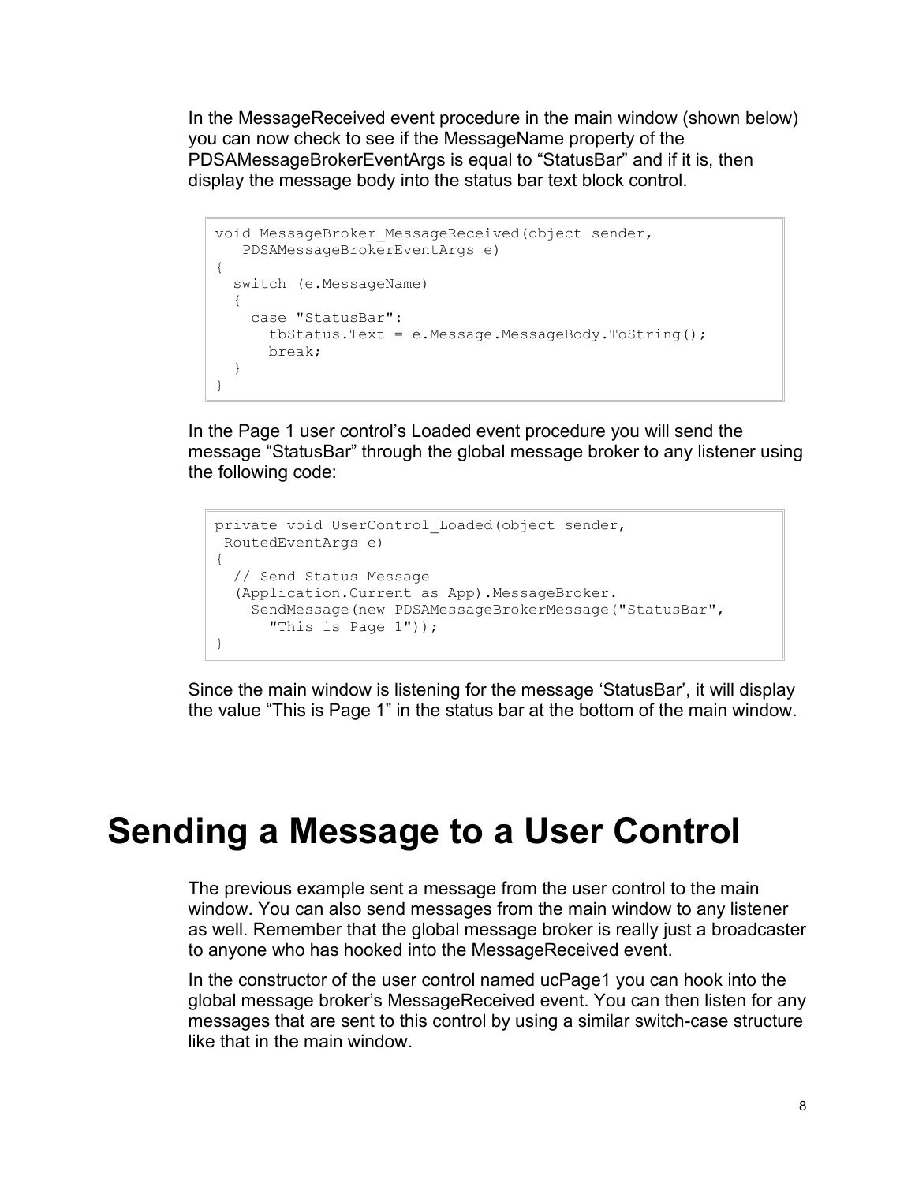In the MessageReceived event procedure in the main window (shown below) you can now check to see if the MessageName property of the PDSAMessageBrokerEventArgs is equal to "StatusBar" and if it is, then display the message body into the status bar text block control.

```
void MessageBroker_MessageReceived(object sender,
   PDSAMessageBrokerEventArgs e)
{
  switch (e.MessageName)
  {
    case "StatusBar":
      tbStatus.Text = e.Message.MessageBody.ToString();
      break;
  }
}
```

In the Page 1 user control's Loaded event procedure you will send the message "StatusBar" through the global message broker to any listener using the following code:

```
private void UserControl_Loaded(object sender,
 RoutedEventArgs e)
{
  // Send Status Message
  (Application.Current as App).MessageBroker.
    SendMessage(new PDSAMessageBrokerMessage("StatusBar",
      "This is Page 1"));
}
```

Since the main window is listening for the message 'StatusBar', it will display the value "This is Page 1" in the status bar at the bottom of the main window.

# Sending a Message to a User Control

The previous example sent a message from the user control to the main window. You can also send messages from the main window to any listener as well. Remember that the global message broker is really just a broadcaster to anyone who has hooked into the MessageReceived event.

In the constructor of the user control named ucPage1 you can hook into the global message broker's MessageReceived event. You can then listen for any messages that are sent to this control by using a similar switch-case structure like that in the main window.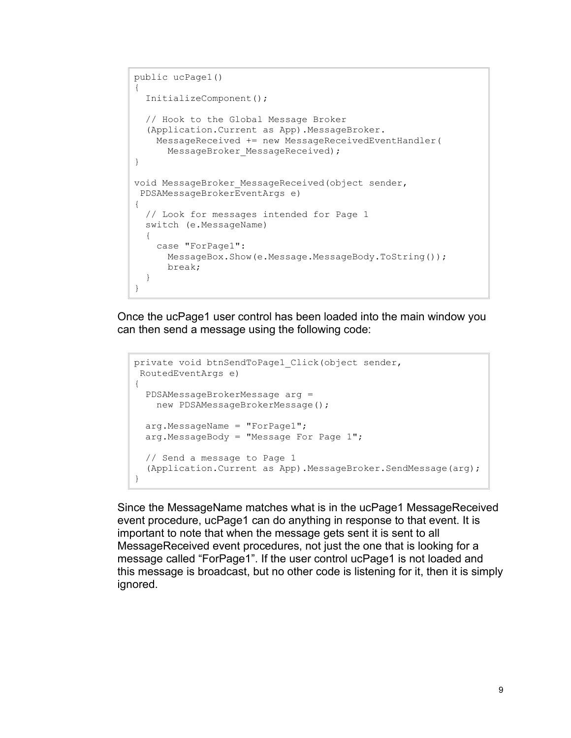```
public ucPage1()
{
  InitializeComponent();

  // Hook to the Global Message Broker
  (Application.Current as App).MessageBroker.
    MessageReceived += new MessageReceivedEventHandler(
      MessageBroker_MessageReceived);
}

void MessageBroker_MessageReceived(object sender,
 PDSAMessageBrokerEventArgs e)
{
  // Look for messages intended for Page 1
  switch (e.MessageName)
  {
    case "ForPage1":
      MessageBox.Show(e.Message.MessageBody.ToString());
      break;
  }
}
```

Once the ucPage1 user control has been loaded into the main window you can then send a message using the following code:

```
private void btnSendToPage1_Click(object sender,
 RoutedEventArgs e)
{
  PDSAMessageBrokerMessage arg =
    new PDSAMessageBrokerMessage();

  arg.MessageName = "ForPage1";
  arg.MessageBody = "Message For Page 1";

  // Send a message to Page 1
  (Application.Current as App).MessageBroker.SendMessage(arg);
}
```

Since the MessageName matches what is in the ucPage1 MessageReceived event procedure, ucPage1 can do anything in response to that event. It is important to note that when the message gets sent it is sent to all MessageReceived event procedures, not just the one that is looking for a message called "ForPage1". If the user control ucPage1 is not loaded and this message is broadcast, but no other code is listening for it, then it is simply ignored.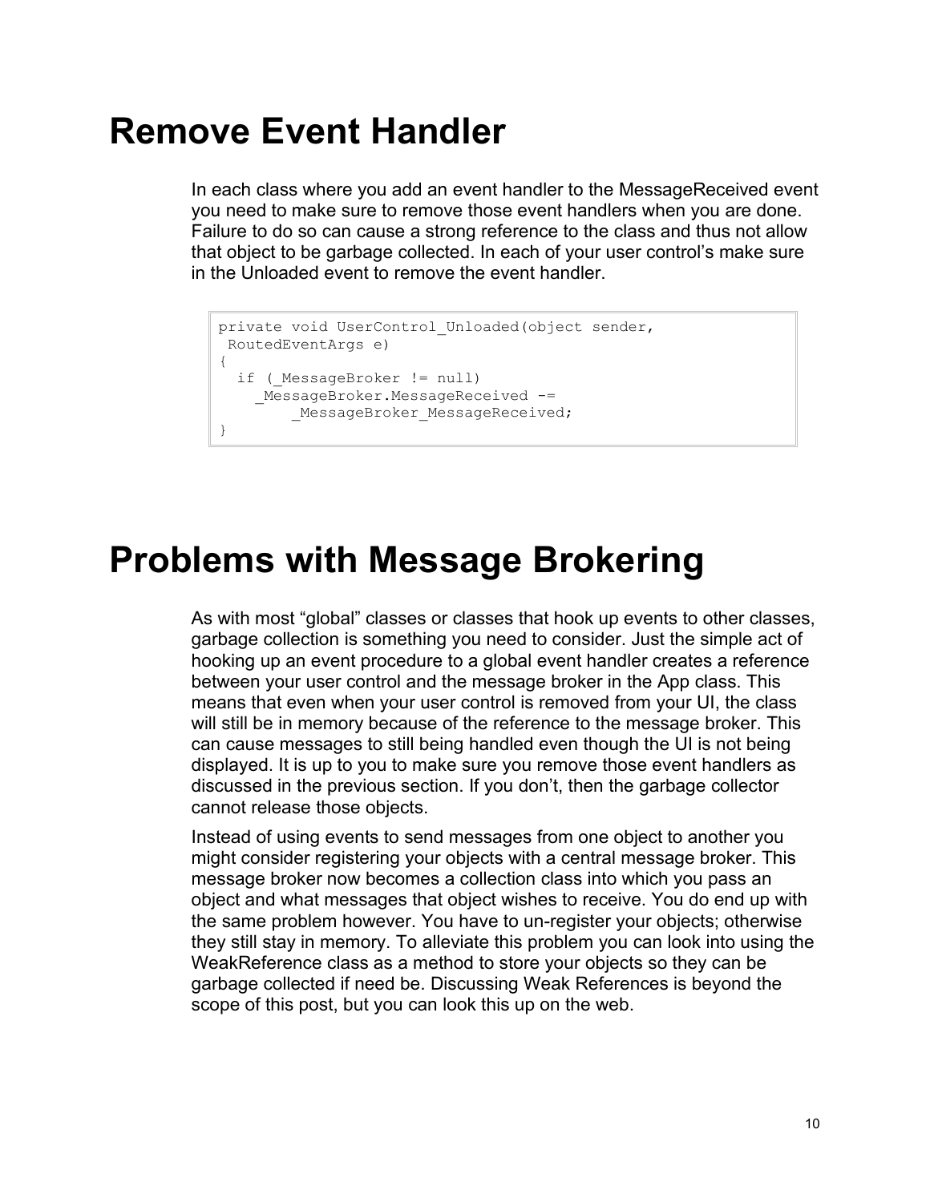# Remove Event Handler

In each class where you add an event handler to the MessageReceived event you need to make sure to remove those event handlers when you are done. Failure to do so can cause a strong reference to the class and thus not allow that object to be garbage collected. In each of your user control's make sure in the Unloaded event to remove the event handler.

```
private void UserControl_Unloaded(object sender,
 RoutedEventArgs e)
{
  if (_MessageBroker != null)
    _MessageBroker.MessageReceived -=
        _MessageBroker_MessageReceived;
}
```

# Problems with Message Brokering

As with most "global" classes or classes that hook up events to other classes, garbage collection is something you need to consider. Just the simple act of hooking up an event procedure to a global event handler creates a reference between your user control and the message broker in the App class. This means that even when your user control is removed from your UI, the class will still be in memory because of the reference to the message broker. This can cause messages to still being handled even though the UI is not being displayed. It is up to you to make sure you remove those event handlers as discussed in the previous section. If you don't, then the garbage collector cannot release those objects.

Instead of using events to send messages from one object to another you might consider registering your objects with a central message broker. This message broker now becomes a collection class into which you pass an object and what messages that object wishes to receive. You do end up with the same problem however. You have to un-register your objects; otherwise they still stay in memory. To alleviate this problem you can look into using the WeakReference class as a method to store your objects so they can be garbage collected if need be. Discussing Weak References is beyond the scope of this post, but you can look this up on the web.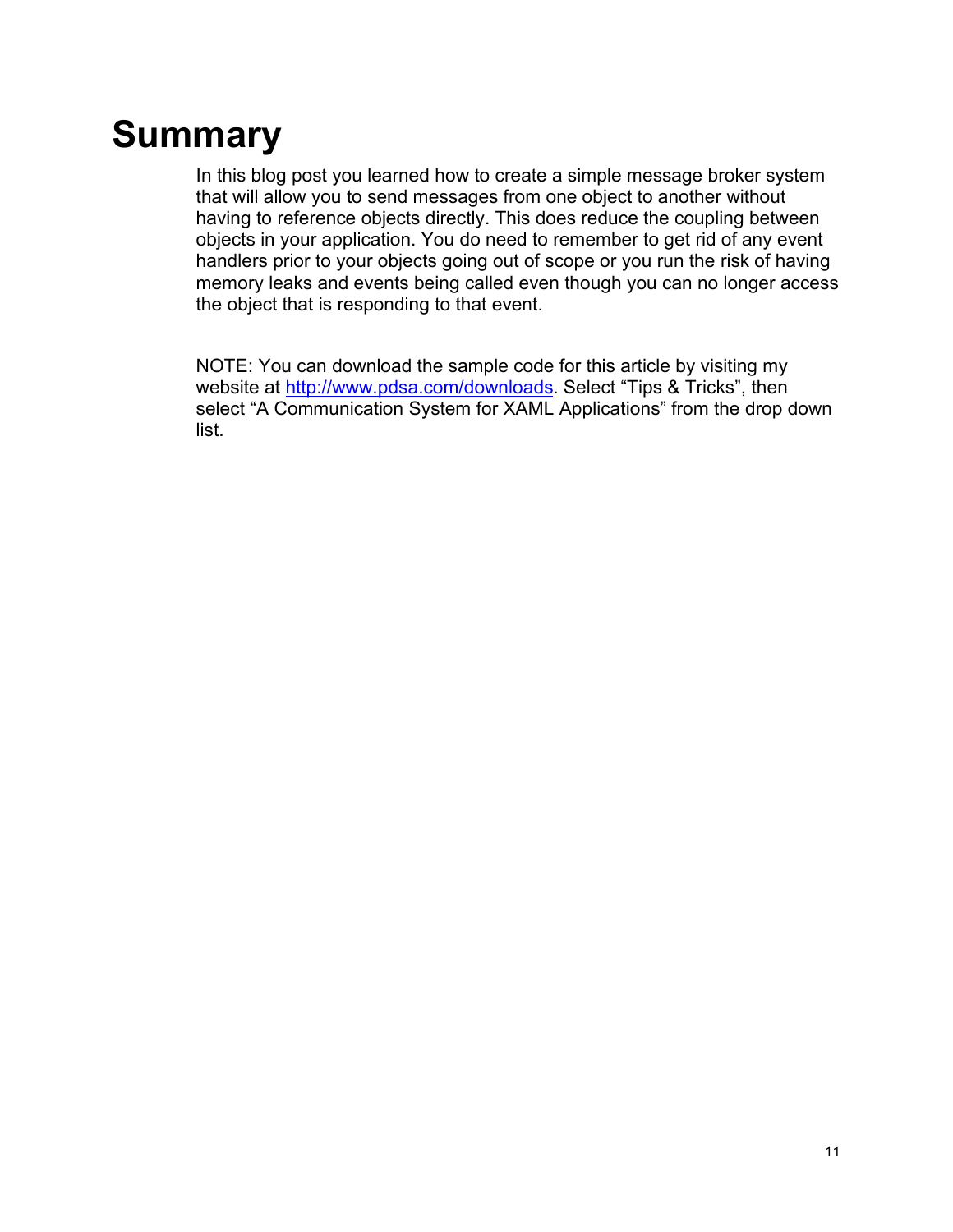# Summary

In this blog post you learned how to create a simple message broker system that will allow you to send messages from one object to another without having to reference objects directly. This does reduce the coupling between objects in your application. You do need to remember to get rid of any event handlers prior to your objects going out of scope or you run the risk of having memory leaks and events being called even though you can no longer access the object that is responding to that event.

NOTE: You can download the sample code for this article by visiting my website at [http://www.pdsa.com/downloads](http://www.pdsa.com/downloads). Select “Tips & Tricks”, then select “A Communication System for XAML Applications” from the drop down list.